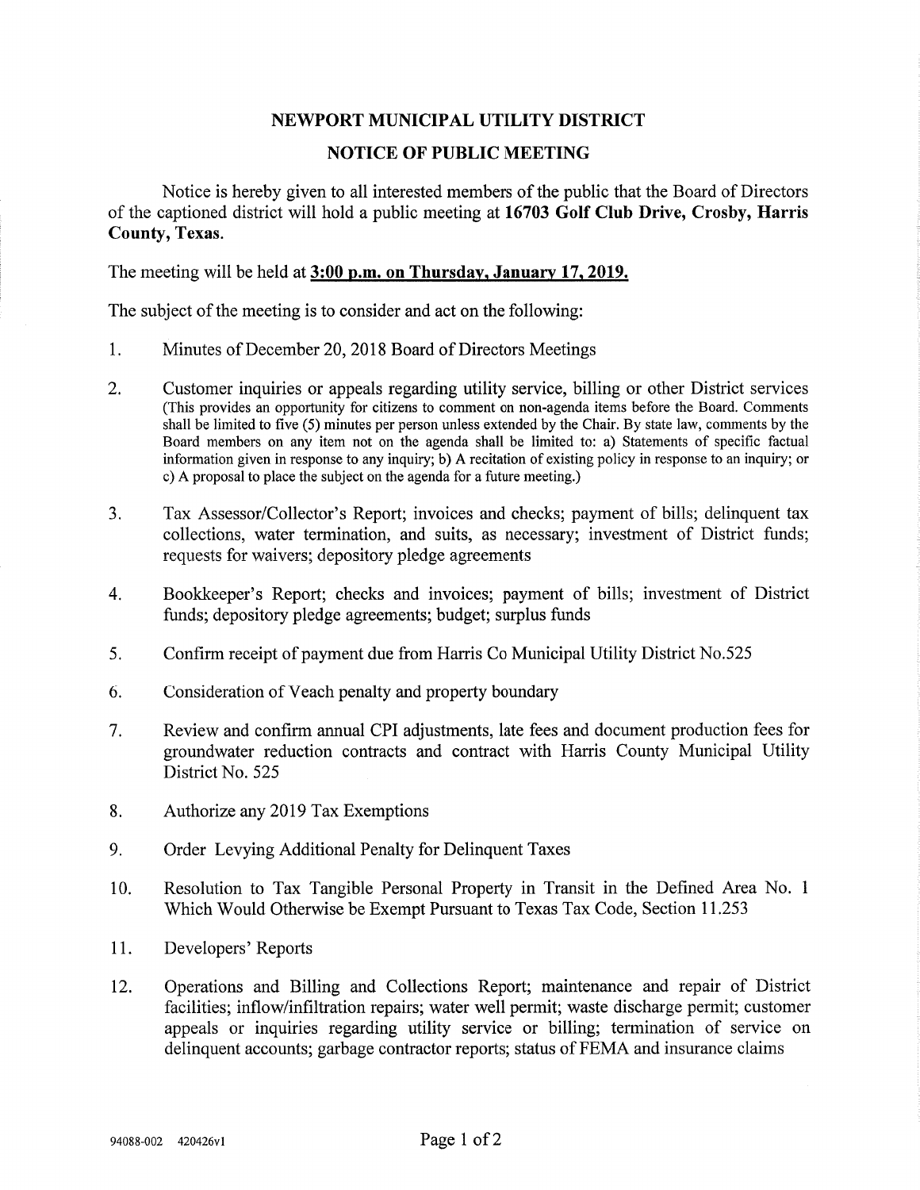# NEWPORT MUNICIPAL UTILITY DISTRICT

## NOTICE OF PUBLIC MEETING

Notice is hereby given to all interested members of the public that the Board of Directors of the captioned district will hold a public meeting at **16703 Golf Club Drive, Crosby, Harris County, Texas.**

The meeting will be held at **3:00 p.m. on Thursday, January 17, 2019.**

The subject of the meeting is to consider and act on the following:

1. Minutes of December 20, 2018 Board of Directors Meetings

2. Customer inquiries or appeals regarding utility service, billing or other District services (This provides an opportunity for citizens to comment on non-agenda items before the Board. Comments shall be limited to five (5) minutes per person unless extended by the Chair. By state law, comments by the Board members on any item not on the agenda shall be limited to: a) Statements of specific factual information given in response to any inquiry; b) A recitation of existing policy in response to an inquiry; or c) A proposal to place the subject on the agenda for a future meeting.)

3. Tax Assessor/Collector's Report; invoices and checks; payment of bills; delinquent tax collections, water termination, and suits, as necessary; investment of District funds; requests for waivers; depository pledge agreements

4. Bookkeeper's Report; checks and invoices; payment of bills; investment of District funds; depository pledge agreements; budget; surplus funds

5. Confirm receipt of payment due from Harris Co Municipal Utility District No.525

6. Consideration of Veach penalty and property boundary

7. Review and confirm annual CPI adjustments, late fees and document production fees for groundwater reduction contracts and contract with Harris County Municipal Utility District No. 525

8. Authorize any 2019 Tax Exemptions

9. Order Levying Additional Penalty for Delinquent Taxes

10. Resolution to Tax Tangible Personal Property in Transit in the Defined Area No. 1 Which Would Otherwise be Exempt Pursuant to Texas Tax Code, Section 11.253

11. Developers' Reports

12. Operations and Billing and Collections Report; maintenance and repair of District facilities; inflow/infiltration repairs; water well permit; waste discharge permit; customer appeals or inquiries regarding utility service or billing; termination of service on delinquent accounts; garbage contractor reports; status of FEMA and insurance claims

94088-002 420426v1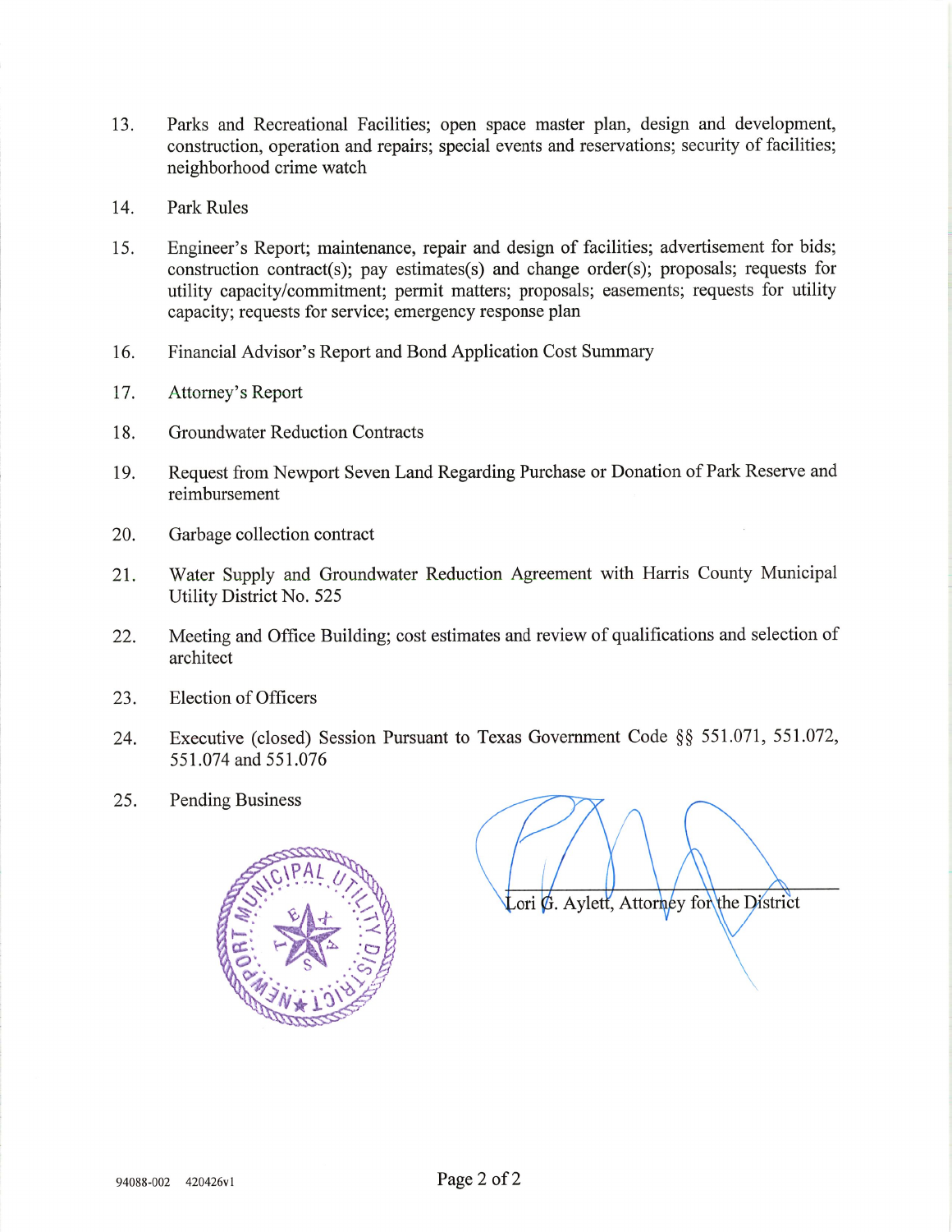13. Parks and Recreational Facilities; open space master plan, design and development, construction, operation and repairs; special events and reservations; security of facilities; neighborhood crime watch

14. Park Rules

15. Engineer's Report; maintenance, repair and design of facilities; advertisement for bids; construction contract(s); pay estimates(s) and change order(s); proposals; requests for utility capacity/commitment; permit matters; proposals; easements; requests for utility capacity; requests for service; emergency response plan

16. Financial Advisor's Report and Bond Application Cost Summary

17. Attorney's Report

18. Groundwater Reduction Contracts

19. Request from Newport Seven Land Regarding Purchase or Donation of Park Reserve and reimbursement

20. Garbage collection contract

21. Water Supply and Groundwater Reduction Agreement with Harris County Municipal Utility District No. 525

22. Meeting and Office Building; cost estimates and review of qualifications and selection of architect

23. Election of Officers

24. Executive (closed) Session Pursuant to Texas Government Code §§ 551.071, 551.072, 551.074 and 551.076

25. Pending Business

NEWPORT MUNICIPAL UTILITY DISTRICT ★ TEXAS

Lori G. Aylett, Attorney for the District

94088-002 420426v1